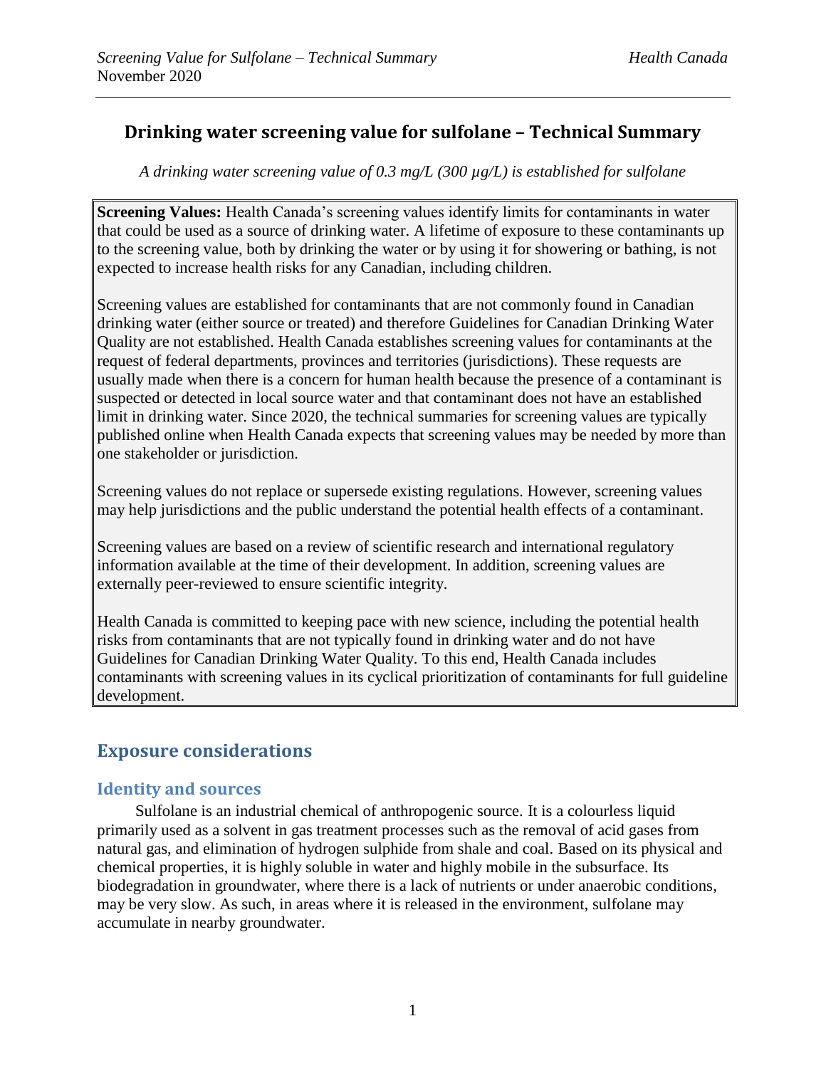# Drinking water screening value for sulfolane – Technical Summary

*A drinking water screening value of 0.3 mg/L (300 μg/L) is established for sulfolane*

**Screening Values:** Health Canada's screening values identify limits for contaminants in water that could be used as a source of drinking water. A lifetime of exposure to these contaminants up to the screening value, both by drinking the water or by using it for showering or bathing, is not expected to increase health risks for any Canadian, including children.

Screening values are established for contaminants that are not commonly found in Canadian drinking water (either source or treated) and therefore Guidelines for Canadian Drinking Water Quality are not established. Health Canada establishes screening values for contaminants at the request of federal departments, provinces and territories (jurisdictions). These requests are usually made when there is a concern for human health because the presence of a contaminant is suspected or detected in local source water and that contaminant does not have an established limit in drinking water. Since 2020, the technical summaries for screening values are typically published online when Health Canada expects that screening values may be needed by more than one stakeholder or jurisdiction.

Screening values do not replace or supersede existing regulations. However, screening values may help jurisdictions and the public understand the potential health effects of a contaminant.

Screening values are based on a review of scientific research and international regulatory information available at the time of their development. In addition, screening values are externally peer-reviewed to ensure scientific integrity.

Health Canada is committed to keeping pace with new science, including the potential health risks from contaminants that are not typically found in drinking water and do not have Guidelines for Canadian Drinking Water Quality. To this end, Health Canada includes contaminants with screening values in its cyclical prioritization of contaminants for full guideline development.

## Exposure considerations

### Identity and sources

Sulfolane is an industrial chemical of anthropogenic source. It is a colourless liquid primarily used as a solvent in gas treatment processes such as the removal of acid gases from natural gas, and elimination of hydrogen sulphide from shale and coal. Based on its physical and chemical properties, it is highly soluble in water and highly mobile in the subsurface. Its biodegradation in groundwater, where there is a lack of nutrients or under anaerobic conditions, may be very slow. As such, in areas where it is released in the environment, sulfolane may accumulate in nearby groundwater.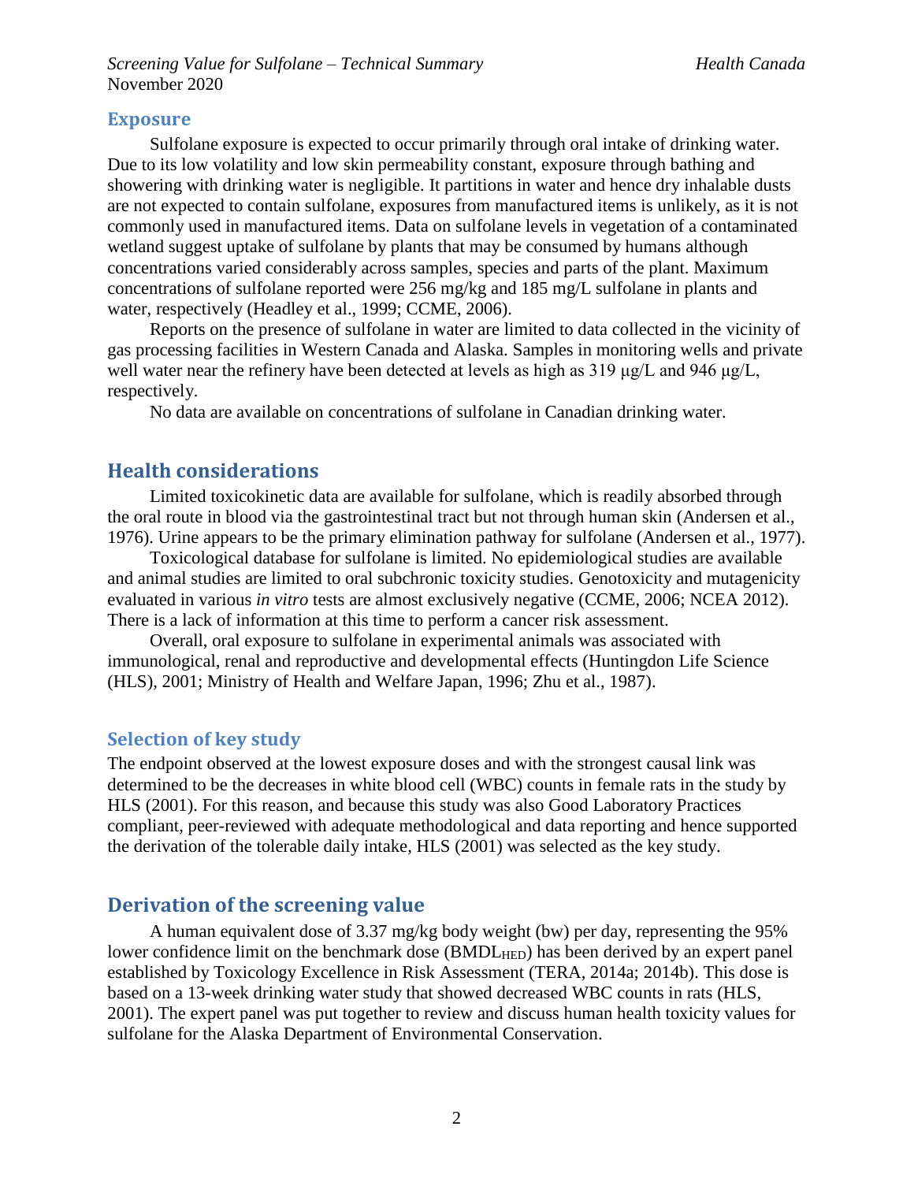## Exposure

Sulfolane exposure is expected to occur primarily through oral intake of drinking water. Due to its low volatility and low skin permeability constant, exposure through bathing and showering with drinking water is negligible. It partitions in water and hence dry inhalable dusts are not expected to contain sulfolane, exposures from manufactured items is unlikely, as it is not commonly used in manufactured items. Data on sulfolane levels in vegetation of a contaminated wetland suggest uptake of sulfolane by plants that may be consumed by humans although concentrations varied considerably across samples, species and parts of the plant. Maximum concentrations of sulfolane reported were 256 mg/kg and 185 mg/L sulfolane in plants and water, respectively (Headley et al., 1999; CCME, 2006).

Reports on the presence of sulfolane in water are limited to data collected in the vicinity of gas processing facilities in Western Canada and Alaska. Samples in monitoring wells and private well water near the refinery have been detected at levels as high as 319 μg/L and 946 μg/L, respectively.

No data are available on concentrations of sulfolane in Canadian drinking water.

## Health considerations

Limited toxicokinetic data are available for sulfolane, which is readily absorbed through the oral route in blood via the gastrointestinal tract but not through human skin (Andersen et al., 1976). Urine appears to be the primary elimination pathway for sulfolane (Andersen et al., 1977).

Toxicological database for sulfolane is limited. No epidemiological studies are available and animal studies are limited to oral subchronic toxicity studies. Genotoxicity and mutagenicity evaluated in various *in vitro* tests are almost exclusively negative (CCME, 2006; NCEA 2012). There is a lack of information at this time to perform a cancer risk assessment.

Overall, oral exposure to sulfolane in experimental animals was associated with immunological, renal and reproductive and developmental effects (Huntingdon Life Science (HLS), 2001; Ministry of Health and Welfare Japan, 1996; Zhu et al., 1987).

### Selection of key study

The endpoint observed at the lowest exposure doses and with the strongest causal link was determined to be the decreases in white blood cell (WBC) counts in female rats in the study by HLS (2001). For this reason, and because this study was also Good Laboratory Practices compliant, peer-reviewed with adequate methodological and data reporting and hence supported the derivation of the tolerable daily intake, HLS (2001) was selected as the key study.

## Derivation of the screening value

A human equivalent dose of 3.37 mg/kg body weight (bw) per day, representing the 95% lower confidence limit on the benchmark dose ($BMDL_{HED}$) has been derived by an expert panel established by Toxicology Excellence in Risk Assessment (TERA, 2014a; 2014b). This dose is based on a 13-week drinking water study that showed decreased WBC counts in rats (HLS, 2001). The expert panel was put together to review and discuss human health toxicity values for sulfolane for the Alaska Department of Environmental Conservation.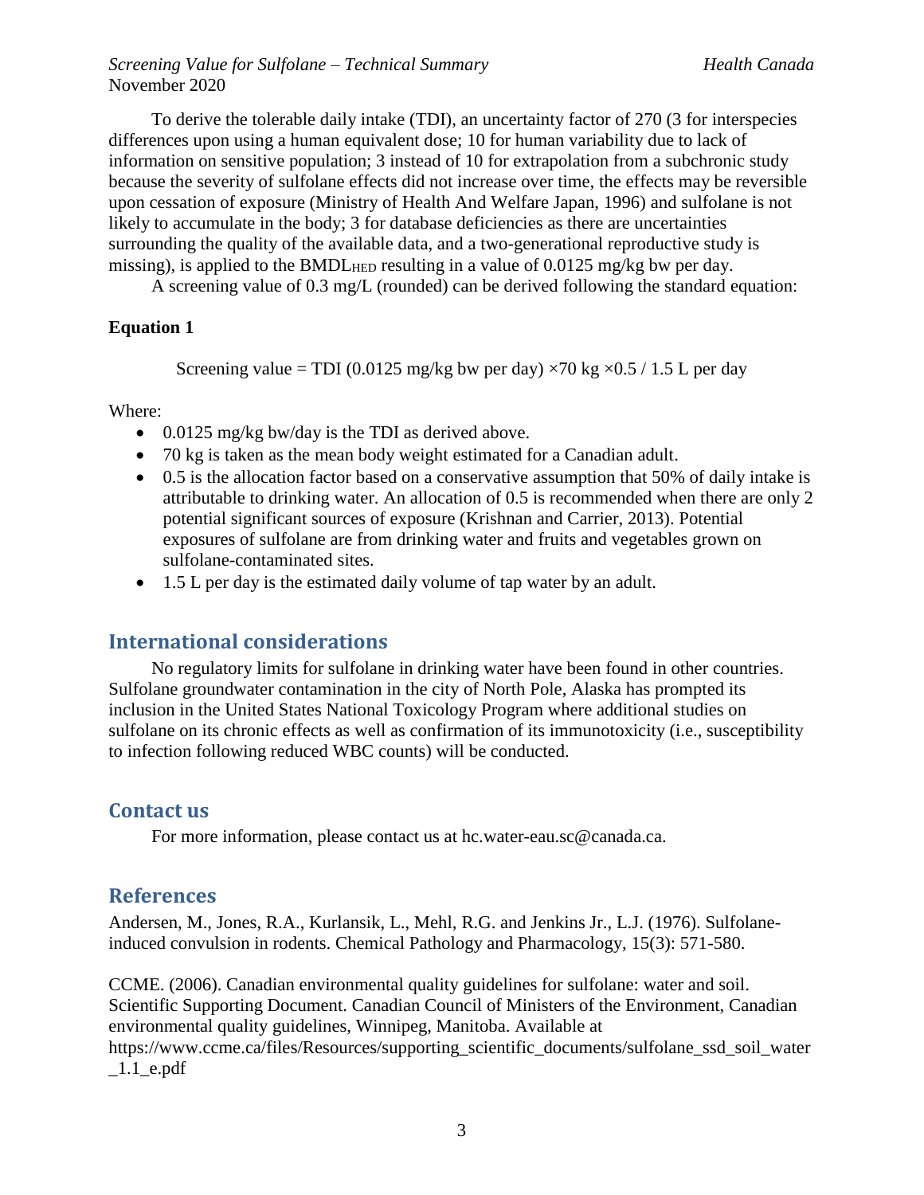To derive the tolerable daily intake (TDI), an uncertainty factor of 270 (3 for interspecies differences upon using a human equivalent dose; 10 for human variability due to lack of information on sensitive population; 3 instead of 10 for extrapolation from a subchronic study because the severity of sulfolane effects did not increase over time, the effects may be reversible upon cessation of exposure (Ministry of Health And Welfare Japan, 1996) and sulfolane is not likely to accumulate in the body; 3 for database deficiencies as there are uncertainties surrounding the quality of the available data, and a two-generational reproductive study is missing), is applied to the $BMDL_{HED}$ resulting in a value of 0.0125 mg/kg bw per day.

A screening value of 0.3 mg/L (rounded) can be derived following the standard equation:

**Equation 1**

$$\text{Screening value} = \text{TDI } (0.0125 \text{ mg/kg bw per day}) \times 70 \text{ kg} \times 0.5 / 1.5 \text{ L per day}$$

Where:

- 0.0125 mg/kg bw/day is the TDI as derived above.
- 70 kg is taken as the mean body weight estimated for a Canadian adult.
- 0.5 is the allocation factor based on a conservative assumption that 50% of daily intake is attributable to drinking water. An allocation of 0.5 is recommended when there are only 2 potential significant sources of exposure (Krishnan and Carrier, 2013). Potential exposures of sulfolane are from drinking water and fruits and vegetables grown on sulfolane-contaminated sites.
- 1.5 L per day is the estimated daily volume of tap water by an adult.

## International considerations

No regulatory limits for sulfolane in drinking water have been found in other countries. Sulfolane groundwater contamination in the city of North Pole, Alaska has prompted its inclusion in the United States National Toxicology Program where additional studies on sulfolane on its chronic effects as well as confirmation of its immunotoxicity (i.e., susceptibility to infection following reduced WBC counts) will be conducted.

## Contact us

For more information, please contact us at hc.water-eau.sc@canada.ca.

## References

Andersen, M., Jones, R.A., Kurlansik, L., Mehl, R.G. and Jenkins Jr., L.J. (1976). Sulfolane-induced convulsion in rodents. Chemical Pathology and Pharmacology, 15(3): 571-580.

CCME. (2006). Canadian environmental quality guidelines for sulfolane: water and soil. Scientific Supporting Document. Canadian Council of Ministers of the Environment, Canadian environmental quality guidelines, Winnipeg, Manitoba. Available at https://www.ccme.ca/files/Resources/supporting_scientific_documents/sulfolane_ssd_soil_water_1.1_e.pdf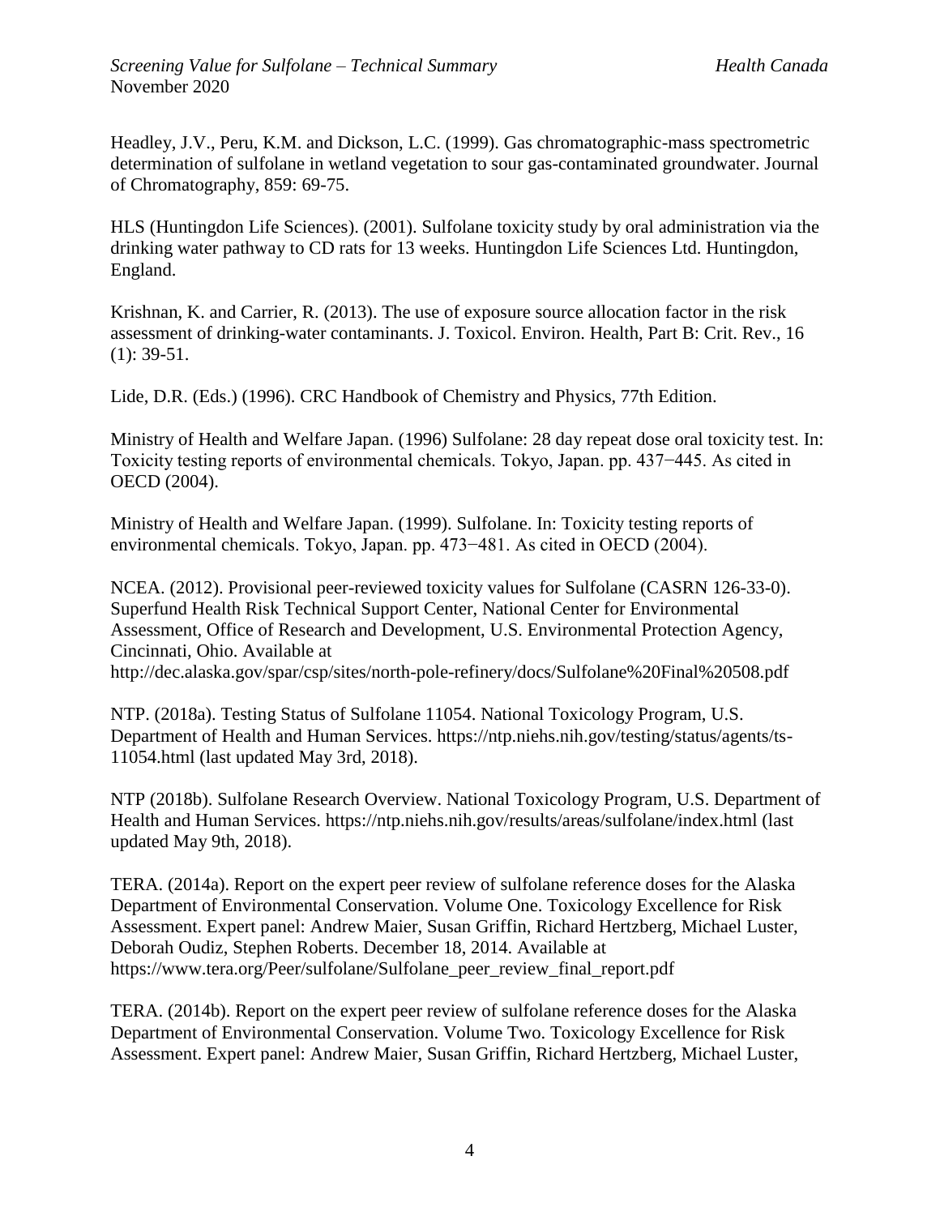Headley, J.V., Peru, K.M. and Dickson, L.C. (1999). Gas chromatographic-mass spectrometric determination of sulfolane in wetland vegetation to sour gas-contaminated groundwater. Journal of Chromatography, 859: 69-75.

HLS (Huntingdon Life Sciences). (2001). Sulfolane toxicity study by oral administration via the drinking water pathway to CD rats for 13 weeks. Huntingdon Life Sciences Ltd. Huntingdon, England.

Krishnan, K. and Carrier, R. (2013). The use of exposure source allocation factor in the risk assessment of drinking-water contaminants. J. Toxicol. Environ. Health, Part B: Crit. Rev., 16 (1): 39-51.

Lide, D.R. (Eds.) (1996). CRC Handbook of Chemistry and Physics, 77th Edition.

Ministry of Health and Welfare Japan. (1996) Sulfolane: 28 day repeat dose oral toxicity test. In: Toxicity testing reports of environmental chemicals. Tokyo, Japan. pp. 437−445. As cited in OECD (2004).

Ministry of Health and Welfare Japan. (1999). Sulfolane. In: Toxicity testing reports of environmental chemicals. Tokyo, Japan. pp. 473−481. As cited in OECD (2004).

NCEA. (2012). Provisional peer-reviewed toxicity values for Sulfolane (CASRN 126-33-0). Superfund Health Risk Technical Support Center, National Center for Environmental Assessment, Office of Research and Development, U.S. Environmental Protection Agency, Cincinnati, Ohio. Available at http://dec.alaska.gov/spar/csp/sites/north-pole-refinery/docs/Sulfolane%20Final%20508.pdf

NTP. (2018a). Testing Status of Sulfolane 11054. National Toxicology Program, U.S. Department of Health and Human Services. https://ntp.niehs.nih.gov/testing/status/agents/ts-11054.html (last updated May 3rd, 2018).

NTP (2018b). Sulfolane Research Overview. National Toxicology Program, U.S. Department of Health and Human Services. https://ntp.niehs.nih.gov/results/areas/sulfolane/index.html (last updated May 9th, 2018).

TERA. (2014a). Report on the expert peer review of sulfolane reference doses for the Alaska Department of Environmental Conservation. Volume One. Toxicology Excellence for Risk Assessment. Expert panel: Andrew Maier, Susan Griffin, Richard Hertzberg, Michael Luster, Deborah Oudiz, Stephen Roberts. December 18, 2014. Available at https://www.tera.org/Peer/sulfolane/Sulfolane_peer_review_final_report.pdf

TERA. (2014b). Report on the expert peer review of sulfolane reference doses for the Alaska Department of Environmental Conservation. Volume Two. Toxicology Excellence for Risk Assessment. Expert panel: Andrew Maier, Susan Griffin, Richard Hertzberg, Michael Luster,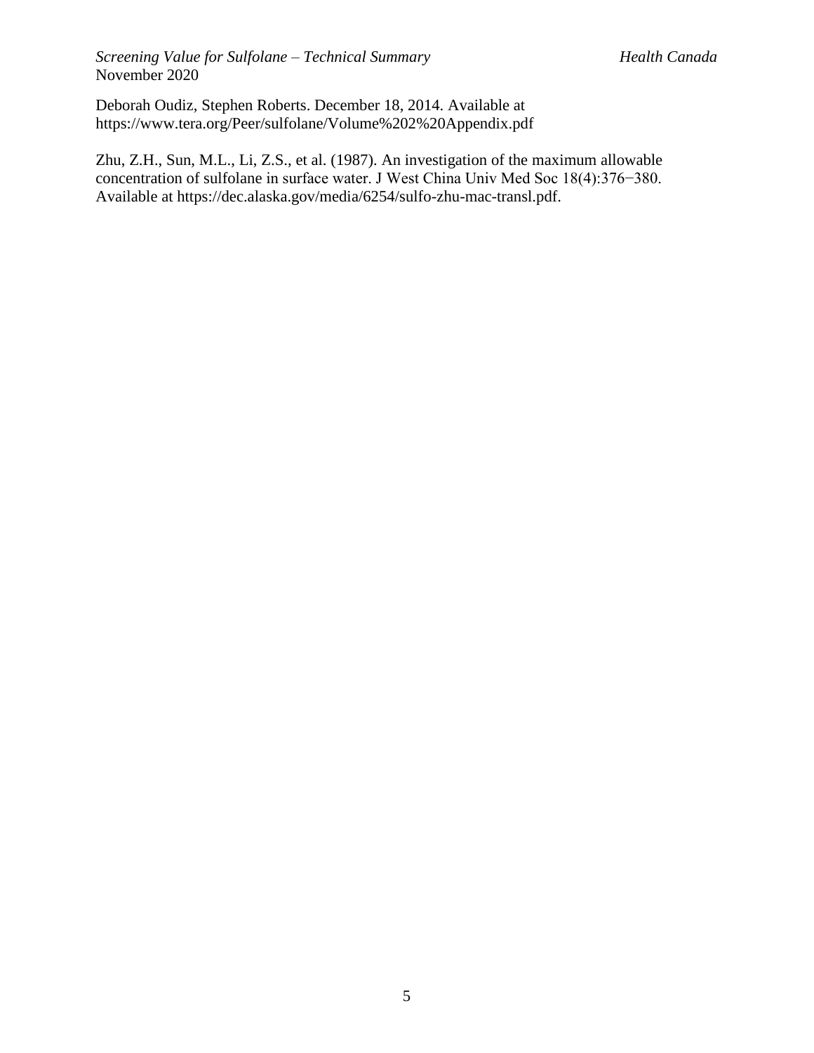Deborah Oudiz, Stephen Roberts. December 18, 2014. Available at https://www.tera.org/Peer/sulfolane/Volume%202%20Appendix.pdf

Zhu, Z.H., Sun, M.L., Li, Z.S., et al. (1987). An investigation of the maximum allowable concentration of sulfolane in surface water. J West China Univ Med Soc 18(4):376−380. Available at https://dec.alaska.gov/media/6254/sulfo-zhu-mac-transl.pdf.